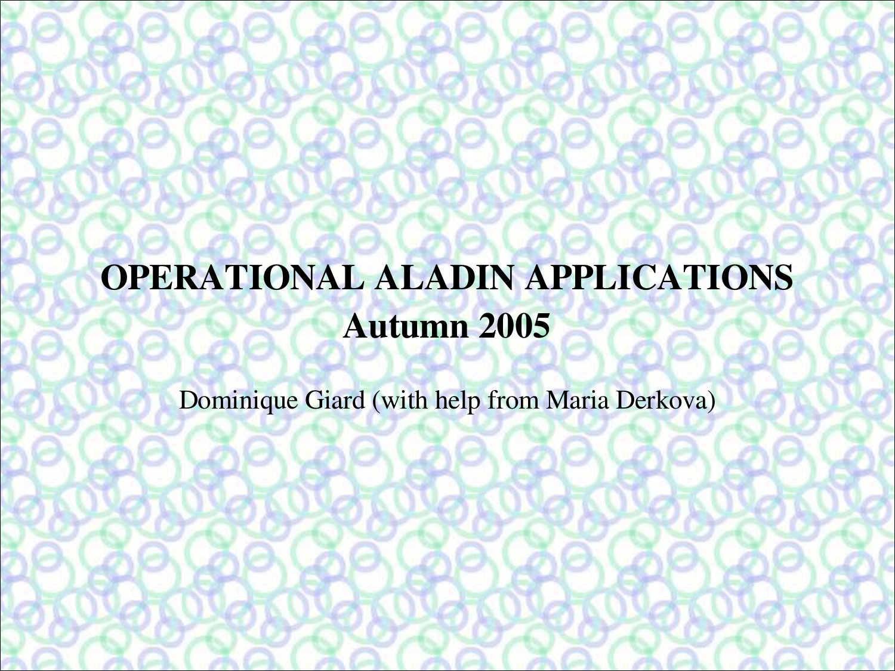# OPERATIONAL ALADIN APPLICATIONS
# Autumn 2005

Dominique Giard (with help from Maria Derkova)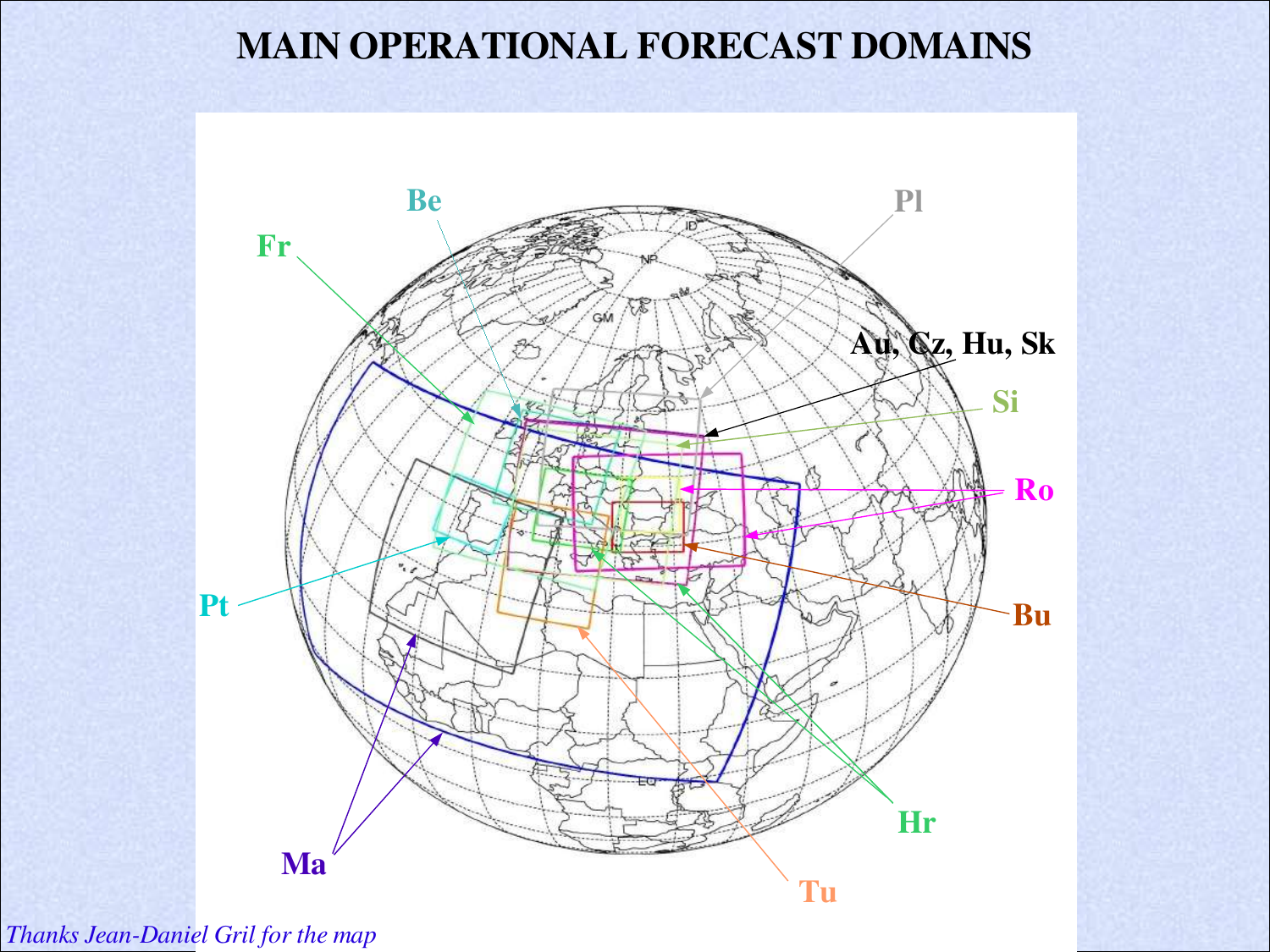# MAIN OPERATIONAL FORECAST DOMAINS

Be

Pl

Fr

Au, Cz, Hu, Sk

Si

Ro

Pt

Bu

Hr

Ma

Tu

*Thanks Jean-Daniel Gril for the map*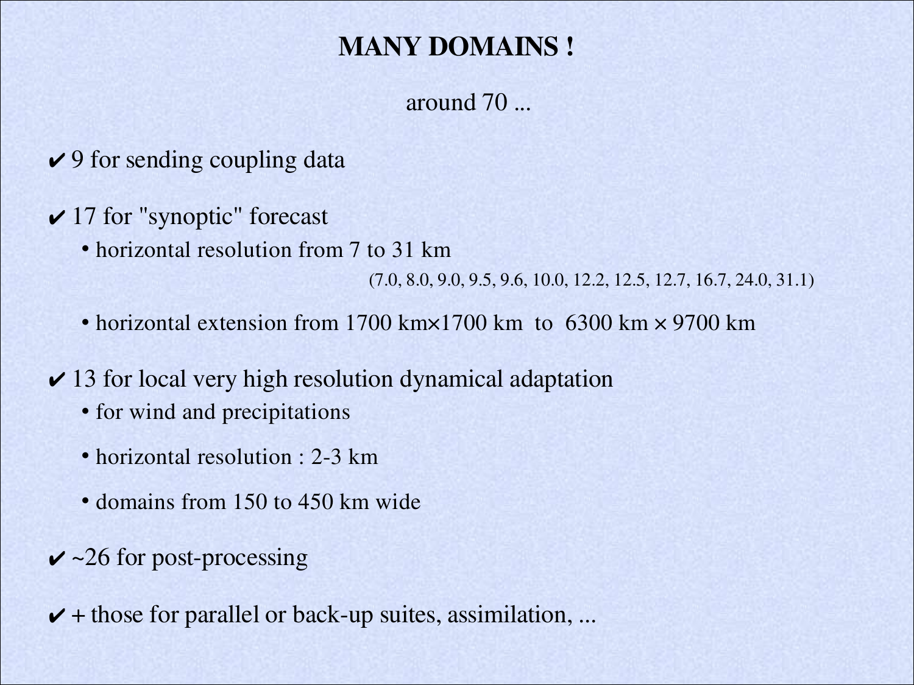# MANY DOMAINS !

around 70 ...

- ✔ 9 for sending coupling data

- ✔ 17 for "synoptic" forecast
  - horizontal resolution from 7 to 31 km
    (7.0, 8.0, 9.0, 9.5, 9.6, 10.0, 12.2, 12.5, 12.7, 16.7, 24.0, 31.1)
  - horizontal extension from 1700 km×1700 km to 6300 km × 9700 km

- ✔ 13 for local very high resolution dynamical adaptation
  - for wind and precipitations
  - horizontal resolution : 2-3 km
  - domains from 150 to 450 km wide

- ✔ ~26 for post-processing

- ✔ + those for parallel or back-up suites, assimilation, ...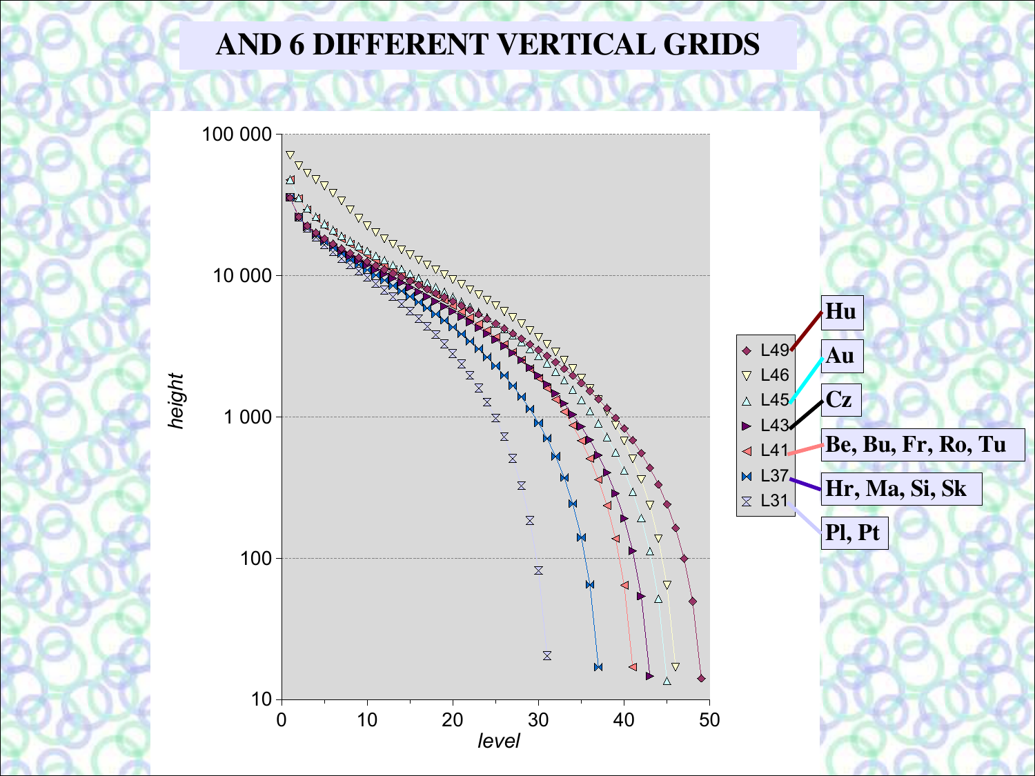# AND 6 DIFFERENT VERTICAL GRIDS

height

100 000

10 000

1 000

100

10

0 10 20 30 40 50

level

L49 — **Hu**

L46

L45 — **Au**

L43 — **Cz**

L41 — **Be, Bu, Fr, Ro, Tu**

L37 — **Hr, Ma, Si, Sk**

L31 — **Pl, Pt**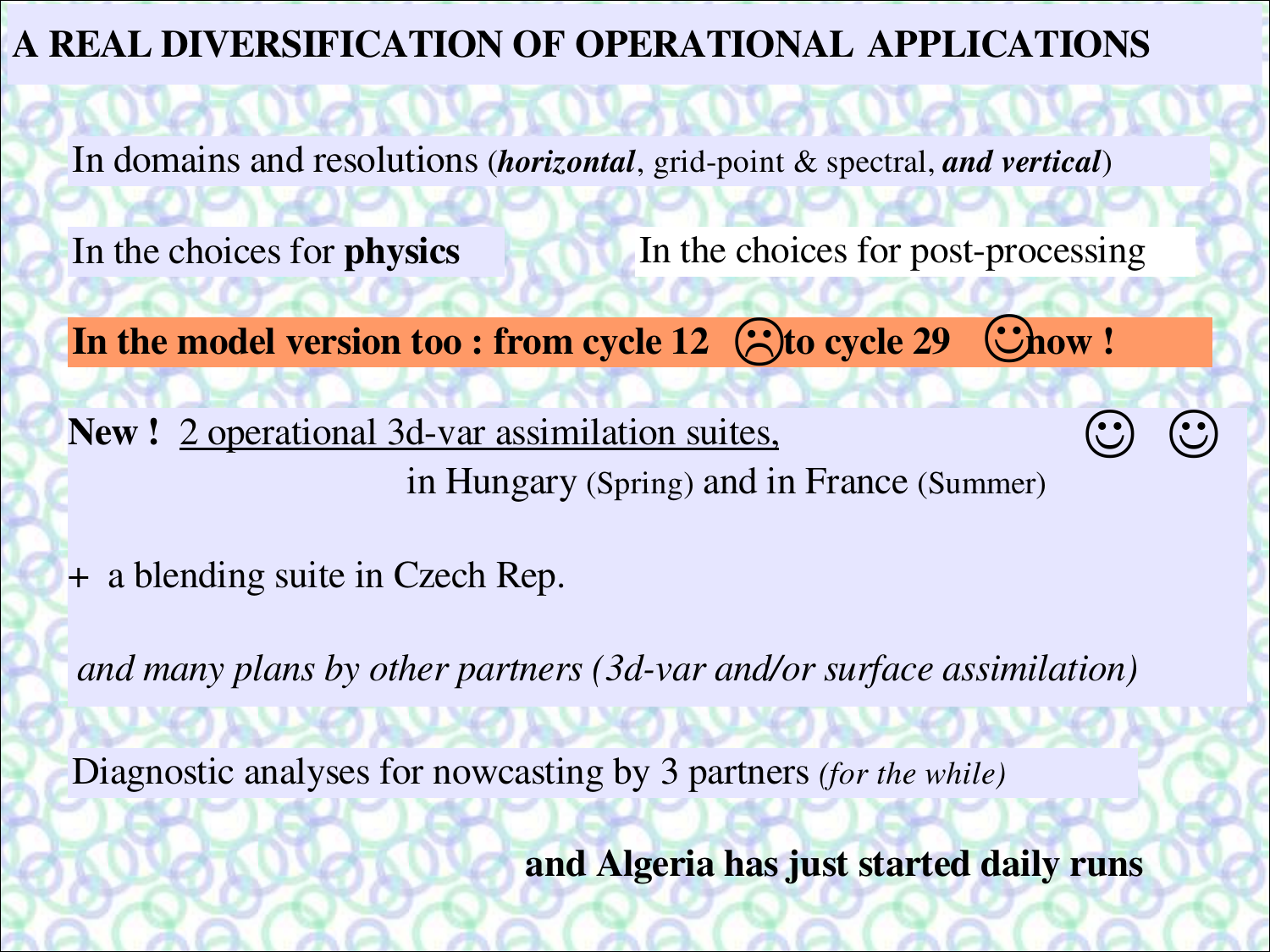# A REAL DIVERSIFICATION OF OPERATIONAL APPLICATIONS

In domains and resolutions (***horizontal***, grid-point & spectral, ***and vertical***)

In the choices for **physics**

In the choices for post-processing

**In the model version too : from cycle 12 ☹ to cycle 29 ☺ now !**

**New !** <u>2 operational 3d-var assimilation suites,</u> ☺ ☺

in Hungary (Spring) and in France (Summer)

+ a blending suite in Czech Rep.

*and many plans by other partners (3d-var and/or surface assimilation)*

Diagnostic analyses for nowcasting by 3 partners *(for the while)*

**and Algeria has just started daily runs**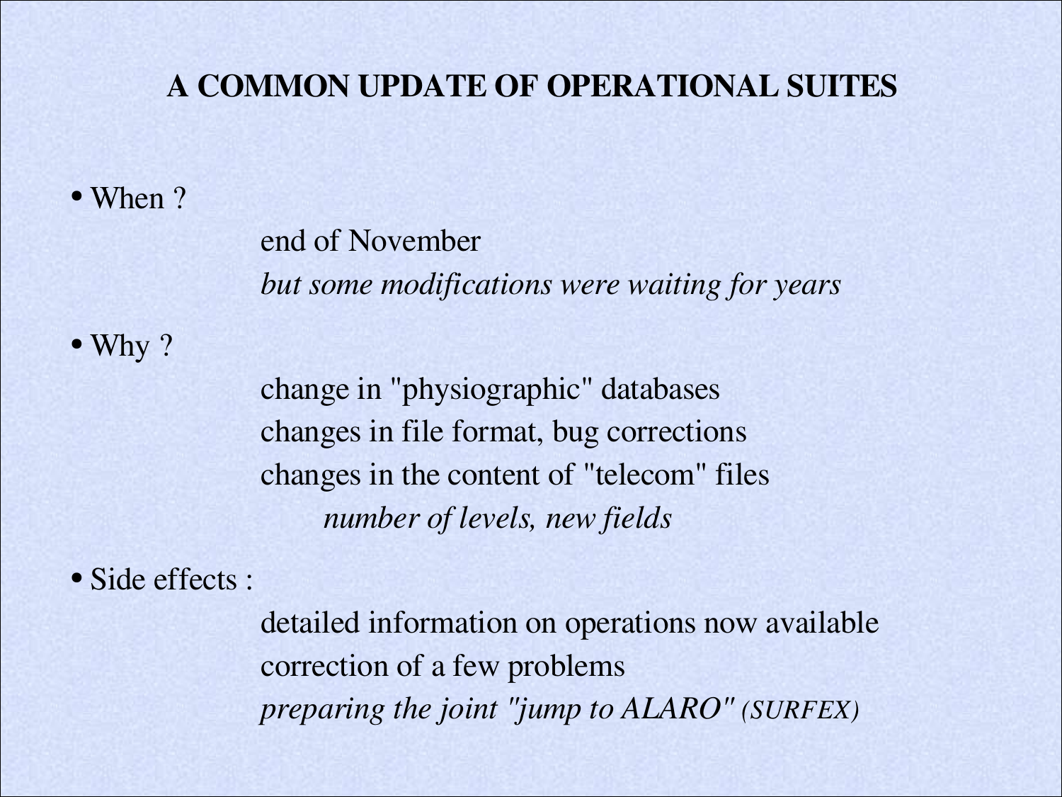# A COMMON UPDATE OF OPERATIONAL SUITES

- When ?

  end of November
  *but some modifications were waiting for years*

- Why ?

  change in "physiographic" databases
  changes in file format, bug corrections
  changes in the content of "telecom" files
  *number of levels, new fields*

- Side effects :

  detailed information on operations now available
  correction of a few problems
  *preparing the joint "jump to ALARO" (SURFEX)*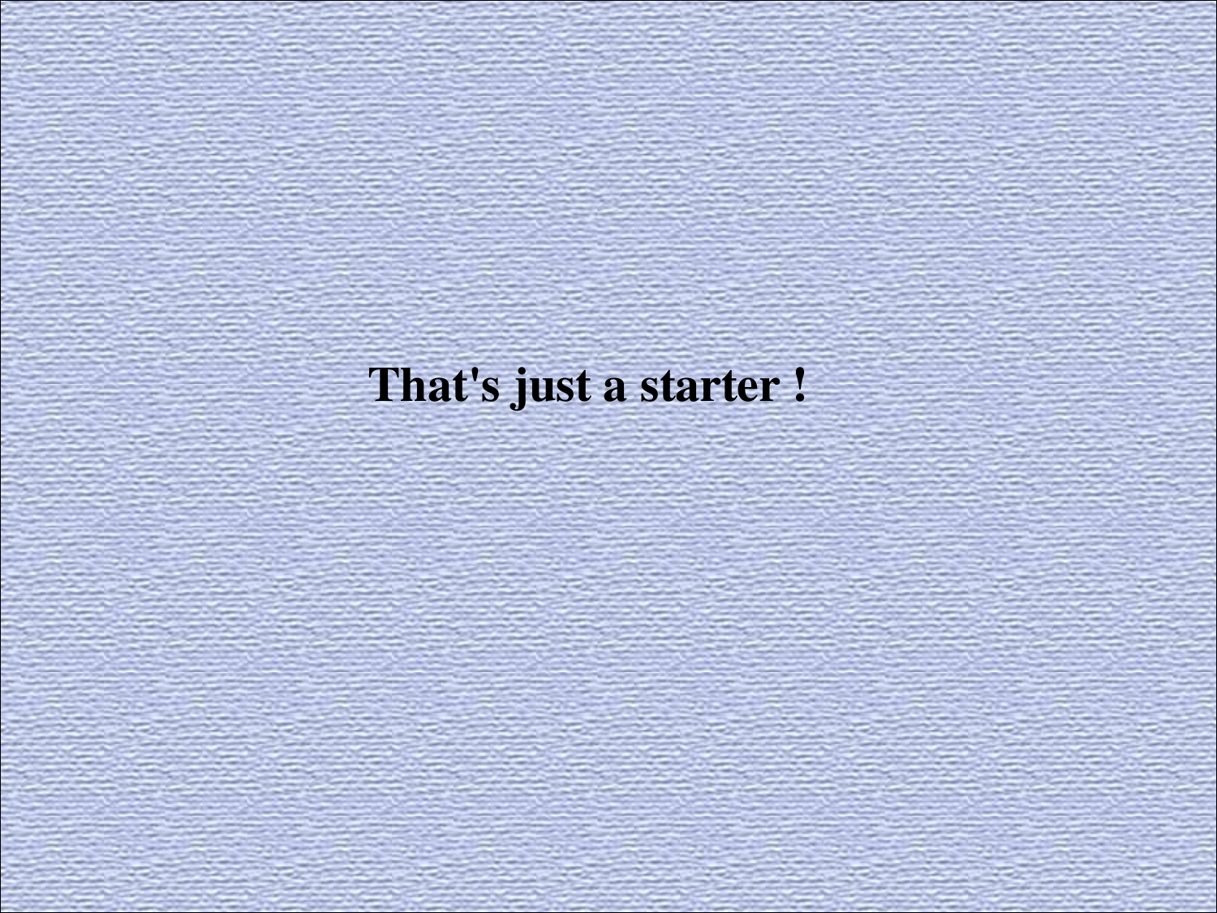**That's just a starter !**